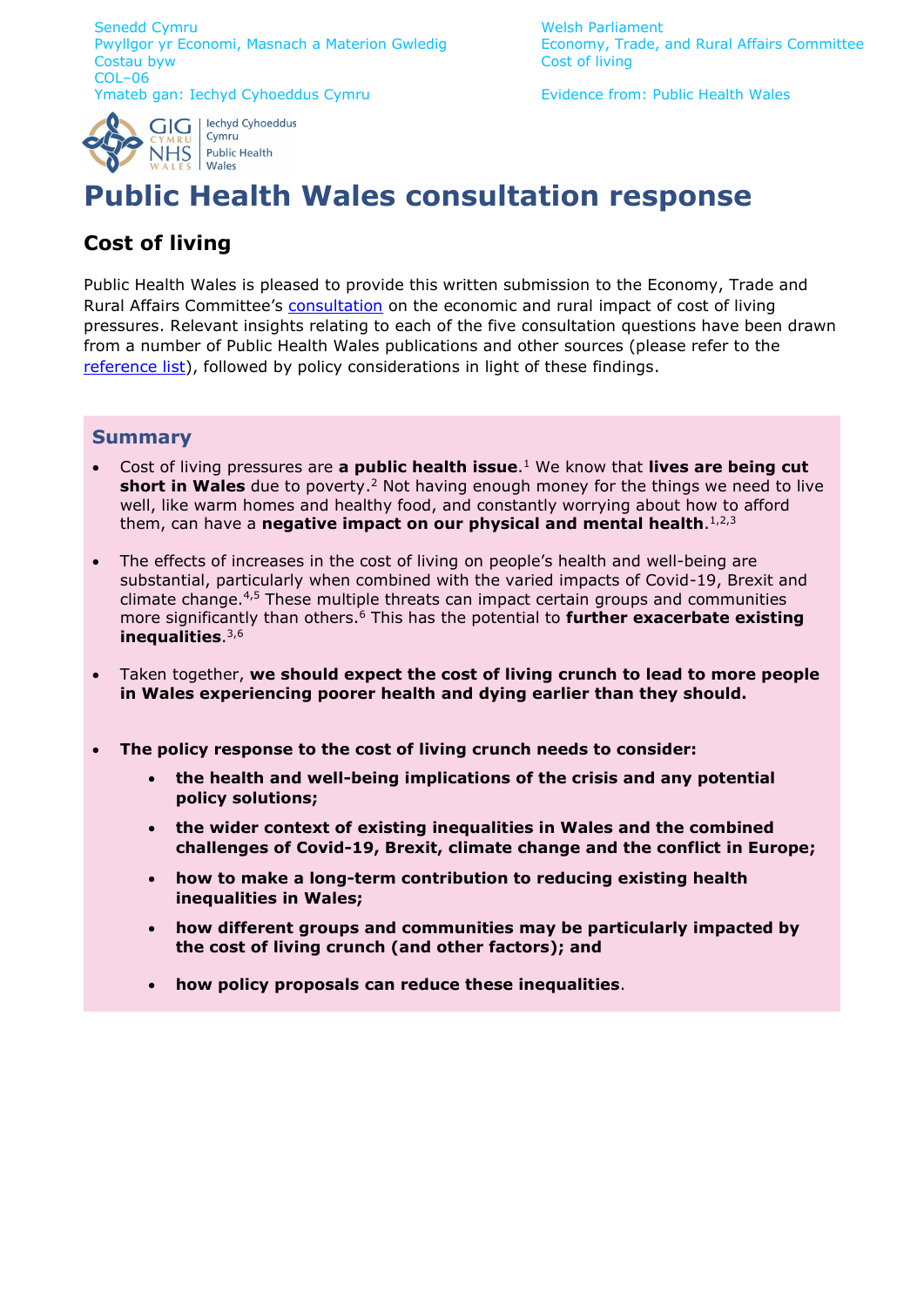Senedd Cymru
Pwyllgor yr Economi, Masnach a Materion Gwledig
Costau byw
COL–06
Ymateb gan: Iechyd Cyhoeddus Cymru

Welsh Parliament
Economy, Trade, and Rural Affairs Committee
Cost of living

Evidence from: Public Health Wales

# Public Health Wales consultation response

## Cost of living

Public Health Wales is pleased to provide this written submission to the Economy, Trade and Rural Affairs Committee's consultation on the economic and rural impact of cost of living pressures. Relevant insights relating to each of the five consultation questions have been drawn from a number of Public Health Wales publications and other sources (please refer to the reference list), followed by policy considerations in light of these findings.

### Summary

- Cost of living pressures are **a public health issue**.[1] We know that **lives are being cut short in Wales** due to poverty.[2] Not having enough money for the things we need to live well, like warm homes and healthy food, and constantly worrying about how to afford them, can have a **negative impact on our physical and mental health**.[1,2,3]

- The effects of increases in the cost of living on people's health and well-being are substantial, particularly when combined with the varied impacts of Covid-19, Brexit and climate change.[4,5] These multiple threats can impact certain groups and communities more significantly than others.[6] This has the potential to **further exacerbate existing inequalities**.[3,6]

- Taken together, **we should expect the cost of living crunch to lead to more people in Wales experiencing poorer health and dying earlier than they should.**

- **The policy response to the cost of living crunch needs to consider:**
  - **the health and well-being implications of the crisis and any potential policy solutions;**
  - **the wider context of existing inequalities in Wales and the combined challenges of Covid-19, Brexit, climate change and the conflict in Europe;**
  - **how to make a long-term contribution to reducing existing health inequalities in Wales;**
  - **how different groups and communities may be particularly impacted by the cost of living crunch (and other factors); and**
  - **how policy proposals can reduce these inequalities**.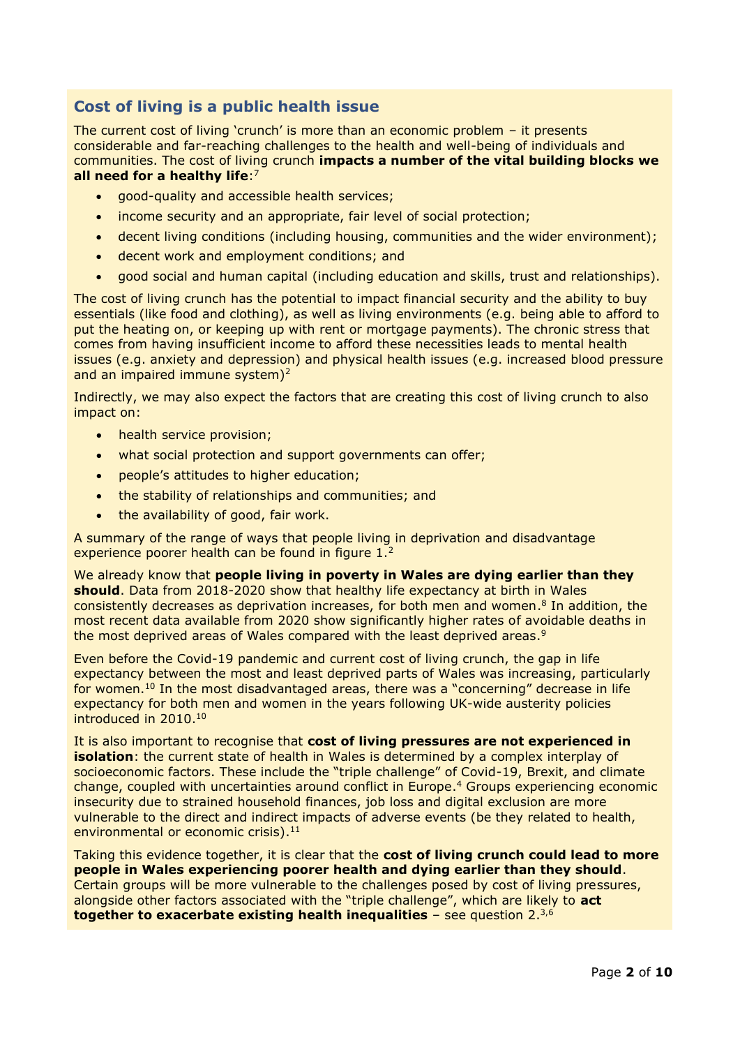## Cost of living is a public health issue

The current cost of living 'crunch' is more than an economic problem – it presents considerable and far-reaching challenges to the health and well-being of individuals and communities. The cost of living crunch **impacts a number of the vital building blocks we all need for a healthy life**:[7]

- good-quality and accessible health services;
- income security and an appropriate, fair level of social protection;
- decent living conditions (including housing, communities and the wider environment);
- decent work and employment conditions; and
- good social and human capital (including education and skills, trust and relationships).

The cost of living crunch has the potential to impact financial security and the ability to buy essentials (like food and clothing), as well as living environments (e.g. being able to afford to put the heating on, or keeping up with rent or mortgage payments). The chronic stress that comes from having insufficient income to afford these necessities leads to mental health issues (e.g. anxiety and depression) and physical health issues (e.g. increased blood pressure and an impaired immune system)[2]

Indirectly, we may also expect the factors that are creating this cost of living crunch to also impact on:

- health service provision;
- what social protection and support governments can offer;
- people's attitudes to higher education;
- the stability of relationships and communities; and
- the availability of good, fair work.

A summary of the range of ways that people living in deprivation and disadvantage experience poorer health can be found in figure 1.[2]

We already know that **people living in poverty in Wales are dying earlier than they should**. Data from 2018-2020 show that healthy life expectancy at birth in Wales consistently decreases as deprivation increases, for both men and women.[8] In addition, the most recent data available from 2020 show significantly higher rates of avoidable deaths in the most deprived areas of Wales compared with the least deprived areas.[9]

Even before the Covid-19 pandemic and current cost of living crunch, the gap in life expectancy between the most and least deprived parts of Wales was increasing, particularly for women.[10] In the most disadvantaged areas, there was a "concerning" decrease in life expectancy for both men and women in the years following UK-wide austerity policies introduced in 2010.[10]

It is also important to recognise that **cost of living pressures are not experienced in isolation**: the current state of health in Wales is determined by a complex interplay of socioeconomic factors. These include the "triple challenge" of Covid-19, Brexit, and climate change, coupled with uncertainties around conflict in Europe.[4] Groups experiencing economic insecurity due to strained household finances, job loss and digital exclusion are more vulnerable to the direct and indirect impacts of adverse events (be they related to health, environmental or economic crisis).[11]

Taking this evidence together, it is clear that the **cost of living crunch could lead to more people in Wales experiencing poorer health and dying earlier than they should**. Certain groups will be more vulnerable to the challenges posed by cost of living pressures, alongside other factors associated with the "triple challenge", which are likely to **act together to exacerbate existing health inequalities** – see question 2.[3,6]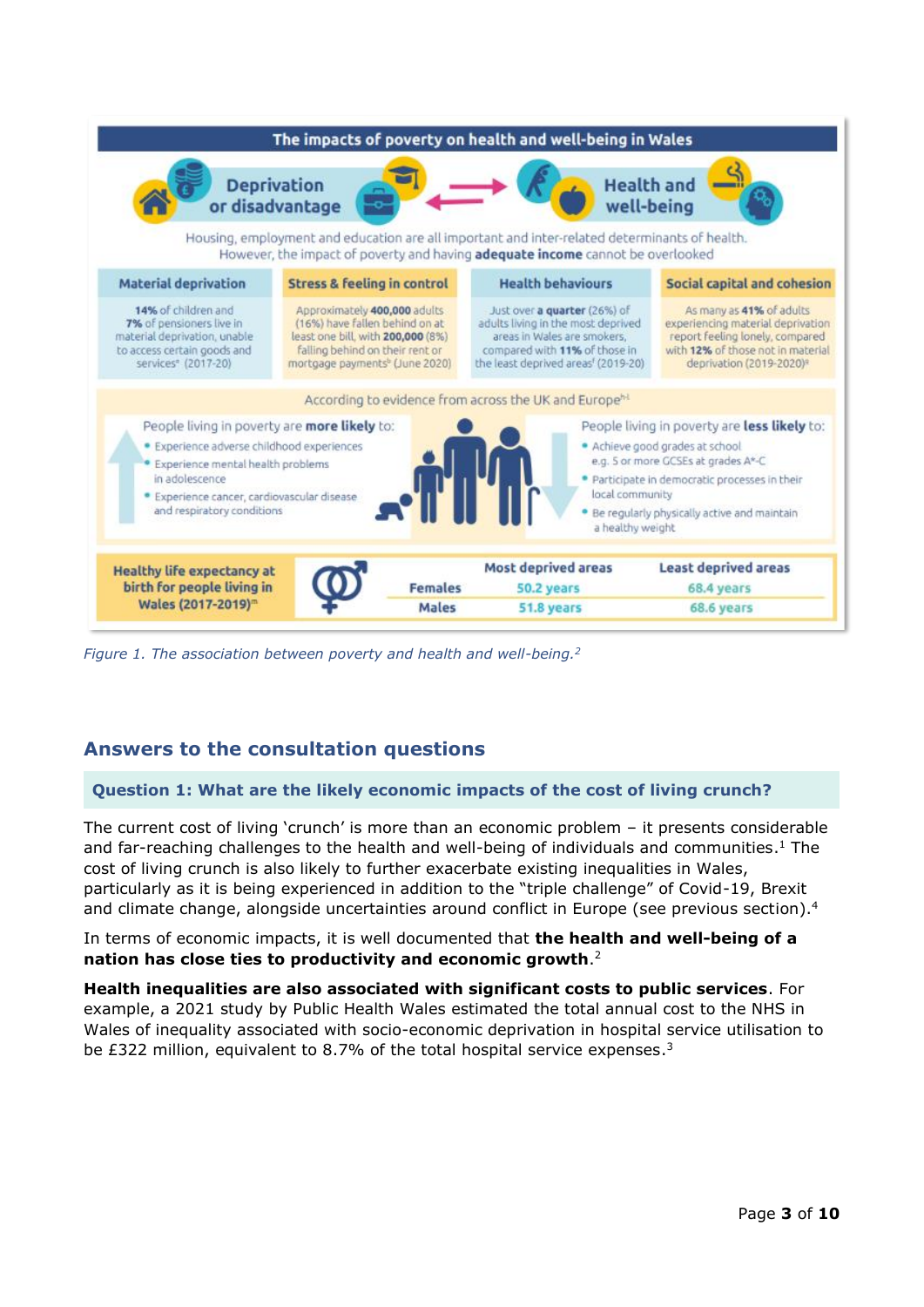## The impacts of poverty on health and well-being in Wales

**Deprivation or disadvantage** ⇄ **Health and well-being**

Housing, employment and education are all important and inter-related determinants of health. However, the impact of poverty and having **adequate income** cannot be overlooked

| Material deprivation | Stress & feeling in control | Health behaviours | Social capital and cohesion |
|---|---|---|---|
| **14%** of children and **7%** of pensioners live in material deprivation, unable to access certain goods and services[e] (2017-20) | Approximately **400,000** adults (16%) have fallen behind on at least one bill, with **200,000** (8%) falling behind on their rent or mortgage payments[b] (June 2020) | Just over **a quarter** (26%) of adults living in the most deprived areas in Wales are smokers, compared with **11%** of those in the least deprived areas[f] (2019-20) | As many as **41%** of adults experiencing material deprivation report feeling lonely, compared with **12%** of those not in material deprivation (2019-2020)[g] |

According to evidence from across the UK and Europe[h-l]

People living in poverty are **more likely** to:

- Experience adverse childhood experiences
- Experience mental health problems in adolescence
- Experience cancer, cardiovascular disease and respiratory conditions

People living in poverty are **less likely** to:

- Achieve good grades at school e.g. 5 or more GCSEs at grades A*-C
- Participate in democratic processes in their local community
- Be regularly physically active and maintain a healthy weight

| Healthy life expectancy at birth for people living in Wales (2017-2019)[m] | | Most deprived areas | Least deprived areas |
|---|---|---|---|
| | Females | 50.2 years | 68.4 years |
| | Males | 51.8 years | 68.6 years |

*Figure 1. The association between poverty and health and well-being.*[2]

## Answers to the consultation questions

### Question 1: What are the likely economic impacts of the cost of living crunch?

The current cost of living 'crunch' is more than an economic problem – it presents considerable and far-reaching challenges to the health and well-being of individuals and communities.[1] The cost of living crunch is also likely to further exacerbate existing inequalities in Wales, particularly as it is being experienced in addition to the "triple challenge" of Covid-19, Brexit and climate change, alongside uncertainties around conflict in Europe (see previous section).[4]

In terms of economic impacts, it is well documented that **the health and well-being of a nation has close ties to productivity and economic growth**.[2]

**Health inequalities are also associated with significant costs to public services**. For example, a 2021 study by Public Health Wales estimated the total annual cost to the NHS in Wales of inequality associated with socio-economic deprivation in hospital service utilisation to be £322 million, equivalent to 8.7% of the total hospital service expenses.[3]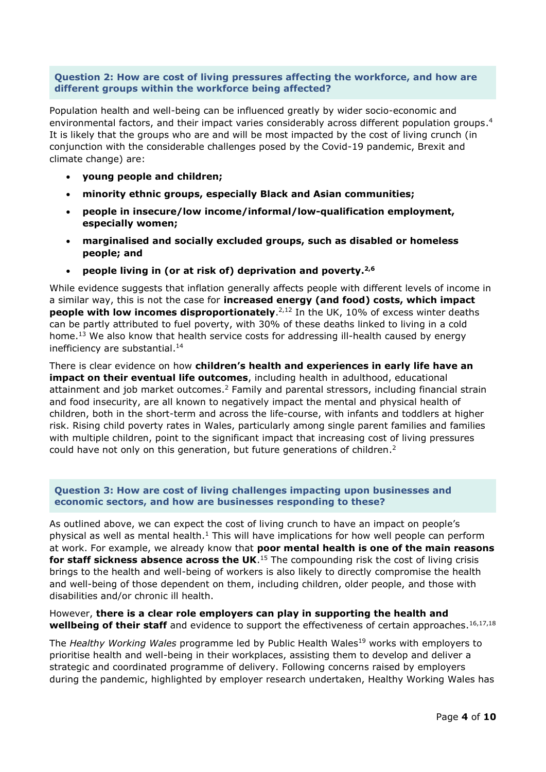### Question 2: How are cost of living pressures affecting the workforce, and how are different groups within the workforce being affected?

Population health and well-being can be influenced greatly by wider socio-economic and environmental factors, and their impact varies considerably across different population groups.[4] It is likely that the groups who are and will be most impacted by the cost of living crunch (in conjunction with the considerable challenges posed by the Covid-19 pandemic, Brexit and climate change) are:

- **young people and children;**
- **minority ethnic groups, especially Black and Asian communities;**
- **people in insecure/low income/informal/low-qualification employment, especially women;**
- **marginalised and socially excluded groups, such as disabled or homeless people; and**
- **people living in (or at risk of) deprivation and poverty.**[2,6]

While evidence suggests that inflation generally affects people with different levels of income in a similar way, this is not the case for **increased energy (and food) costs, which impact people with low incomes disproportionately**.[2,12] In the UK, 10% of excess winter deaths can be partly attributed to fuel poverty, with 30% of these deaths linked to living in a cold home.[13] We also know that health service costs for addressing ill-health caused by energy inefficiency are substantial.[14]

There is clear evidence on how **children's health and experiences in early life have an impact on their eventual life outcomes**, including health in adulthood, educational attainment and job market outcomes.[2] Family and parental stressors, including financial strain and food insecurity, are all known to negatively impact the mental and physical health of children, both in the short-term and across the life-course, with infants and toddlers at higher risk. Rising child poverty rates in Wales, particularly among single parent families and families with multiple children, point to the significant impact that increasing cost of living pressures could have not only on this generation, but future generations of children.[2]

### Question 3: How are cost of living challenges impacting upon businesses and economic sectors, and how are businesses responding to these?

As outlined above, we can expect the cost of living crunch to have an impact on people's physical as well as mental health.[1] This will have implications for how well people can perform at work. For example, we already know that **poor mental health is one of the main reasons for staff sickness absence across the UK**.[15] The compounding risk the cost of living crisis brings to the health and well-being of workers is also likely to directly compromise the health and well-being of those dependent on them, including children, older people, and those with disabilities and/or chronic ill health.

However, **there is a clear role employers can play in supporting the health and wellbeing of their staff** and evidence to support the effectiveness of certain approaches.[16,17,18]

The *Healthy Working Wales* programme led by Public Health Wales[19] works with employers to prioritise health and well-being in their workplaces, assisting them to develop and deliver a strategic and coordinated programme of delivery. Following concerns raised by employers during the pandemic, highlighted by employer research undertaken, Healthy Working Wales has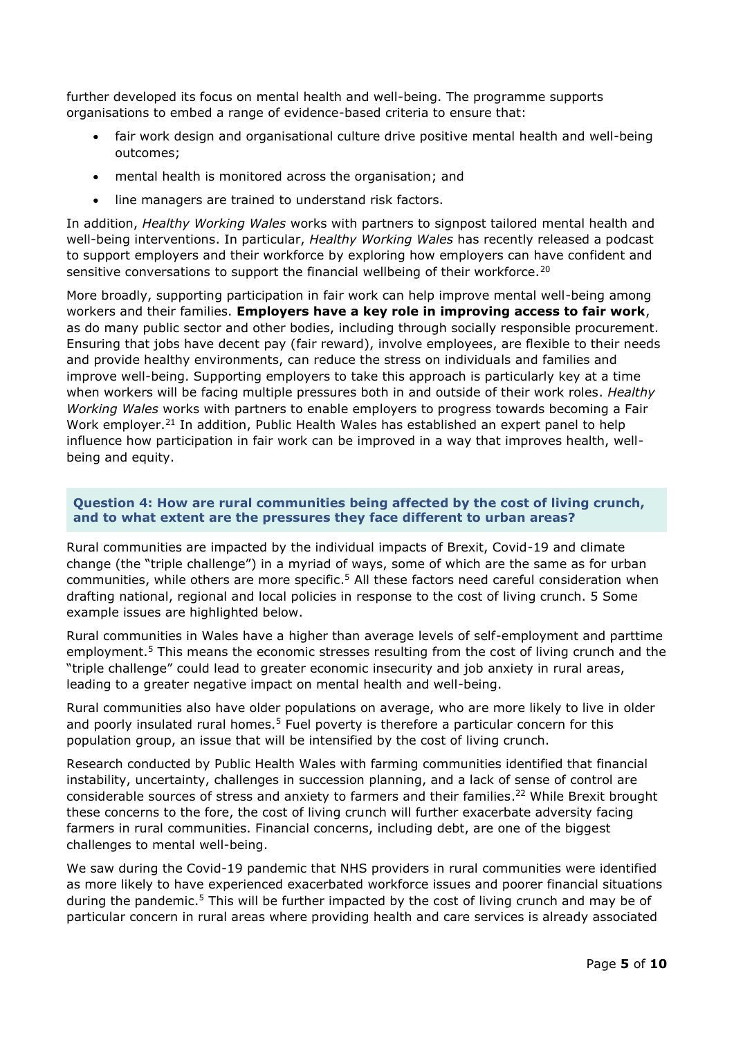further developed its focus on mental health and well-being. The programme supports organisations to embed a range of evidence-based criteria to ensure that:

- fair work design and organisational culture drive positive mental health and well-being outcomes;
- mental health is monitored across the organisation; and
- line managers are trained to understand risk factors.

In addition, *Healthy Working Wales* works with partners to signpost tailored mental health and well-being interventions. In particular, *Healthy Working Wales* has recently released a podcast to support employers and their workforce by exploring how employers can have confident and sensitive conversations to support the financial wellbeing of their workforce.[20]

More broadly, supporting participation in fair work can help improve mental well-being among workers and their families. **Employers have a key role in improving access to fair work**, as do many public sector and other bodies, including through socially responsible procurement. Ensuring that jobs have decent pay (fair reward), involve employees, are flexible to their needs and provide healthy environments, can reduce the stress on individuals and families and improve well-being. Supporting employers to take this approach is particularly key at a time when workers will be facing multiple pressures both in and outside of their work roles. *Healthy Working Wales* works with partners to enable employers to progress towards becoming a Fair Work employer.[21] In addition, Public Health Wales has established an expert panel to help influence how participation in fair work can be improved in a way that improves health, well-being and equity.

### Question 4: How are rural communities being affected by the cost of living crunch, and to what extent are the pressures they face different to urban areas?

Rural communities are impacted by the individual impacts of Brexit, Covid-19 and climate change (the "triple challenge") in a myriad of ways, some of which are the same as for urban communities, while others are more specific.[5] All these factors need careful consideration when drafting national, regional and local policies in response to the cost of living crunch. 5 Some example issues are highlighted below.

Rural communities in Wales have a higher than average levels of self-employment and parttime employment.[5] This means the economic stresses resulting from the cost of living crunch and the "triple challenge" could lead to greater economic insecurity and job anxiety in rural areas, leading to a greater negative impact on mental health and well-being.

Rural communities also have older populations on average, who are more likely to live in older and poorly insulated rural homes.[5] Fuel poverty is therefore a particular concern for this population group, an issue that will be intensified by the cost of living crunch.

Research conducted by Public Health Wales with farming communities identified that financial instability, uncertainty, challenges in succession planning, and a lack of sense of control are considerable sources of stress and anxiety to farmers and their families.[22] While Brexit brought these concerns to the fore, the cost of living crunch will further exacerbate adversity facing farmers in rural communities. Financial concerns, including debt, are one of the biggest challenges to mental well-being.

We saw during the Covid-19 pandemic that NHS providers in rural communities were identified as more likely to have experienced exacerbated workforce issues and poorer financial situations during the pandemic.[5] This will be further impacted by the cost of living crunch and may be of particular concern in rural areas where providing health and care services is already associated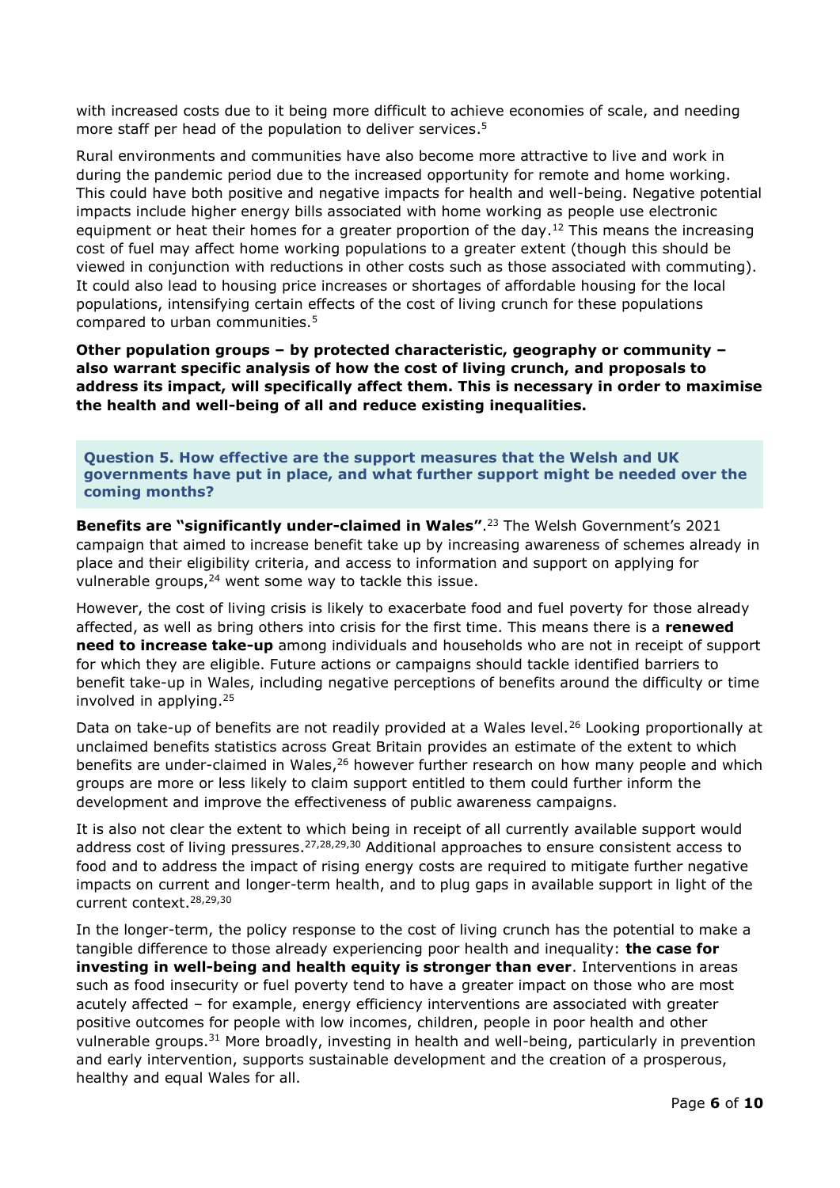with increased costs due to it being more difficult to achieve economies of scale, and needing more staff per head of the population to deliver services.[5]

Rural environments and communities have also become more attractive to live and work in during the pandemic period due to the increased opportunity for remote and home working. This could have both positive and negative impacts for health and well-being. Negative potential impacts include higher energy bills associated with home working as people use electronic equipment or heat their homes for a greater proportion of the day.[12] This means the increasing cost of fuel may affect home working populations to a greater extent (though this should be viewed in conjunction with reductions in other costs such as those associated with commuting). It could also lead to housing price increases or shortages of affordable housing for the local populations, intensifying certain effects of the cost of living crunch for these populations compared to urban communities.[5]

**Other population groups – by protected characteristic, geography or community – also warrant specific analysis of how the cost of living crunch, and proposals to address its impact, will specifically affect them. This is necessary in order to maximise the health and well-being of all and reduce existing inequalities.**

### Question 5. How effective are the support measures that the Welsh and UK governments have put in place, and what further support might be needed over the coming months?

**Benefits are "significantly under-claimed in Wales"**.[23] The Welsh Government's 2021 campaign that aimed to increase benefit take up by increasing awareness of schemes already in place and their eligibility criteria, and access to information and support on applying for vulnerable groups,[24] went some way to tackle this issue.

However, the cost of living crisis is likely to exacerbate food and fuel poverty for those already affected, as well as bring others into crisis for the first time. This means there is a **renewed need to increase take-up** among individuals and households who are not in receipt of support for which they are eligible. Future actions or campaigns should tackle identified barriers to benefit take-up in Wales, including negative perceptions of benefits around the difficulty or time involved in applying.[25]

Data on take-up of benefits are not readily provided at a Wales level.[26] Looking proportionally at unclaimed benefits statistics across Great Britain provides an estimate of the extent to which benefits are under-claimed in Wales,[26] however further research on how many people and which groups are more or less likely to claim support entitled to them could further inform the development and improve the effectiveness of public awareness campaigns.

It is also not clear the extent to which being in receipt of all currently available support would address cost of living pressures.[27,28,29,30] Additional approaches to ensure consistent access to food and to address the impact of rising energy costs are required to mitigate further negative impacts on current and longer-term health, and to plug gaps in available support in light of the current context.[28,29,30]

In the longer-term, the policy response to the cost of living crunch has the potential to make a tangible difference to those already experiencing poor health and inequality: **the case for investing in well-being and health equity is stronger than ever**. Interventions in areas such as food insecurity or fuel poverty tend to have a greater impact on those who are most acutely affected – for example, energy efficiency interventions are associated with greater positive outcomes for people with low incomes, children, people in poor health and other vulnerable groups.[31] More broadly, investing in health and well-being, particularly in prevention and early intervention, supports sustainable development and the creation of a prosperous, healthy and equal Wales for all.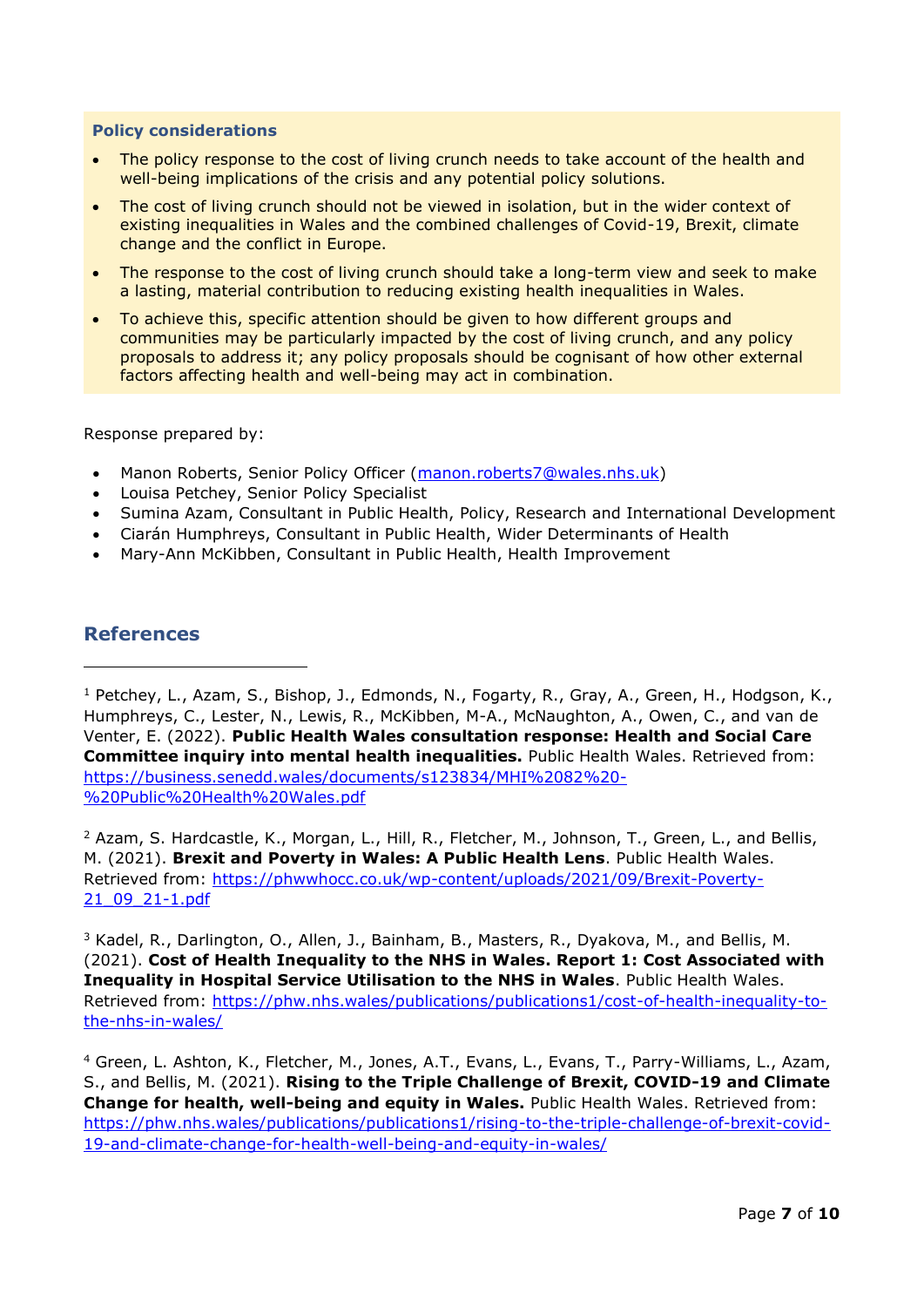**Policy considerations**

- The policy response to the cost of living crunch needs to take account of the health and well-being implications of the crisis and any potential policy solutions.
- The cost of living crunch should not be viewed in isolation, but in the wider context of existing inequalities in Wales and the combined challenges of Covid-19, Brexit, climate change and the conflict in Europe.
- The response to the cost of living crunch should take a long-term view and seek to make a lasting, material contribution to reducing existing health inequalities in Wales.
- To achieve this, specific attention should be given to how different groups and communities may be particularly impacted by the cost of living crunch, and any policy proposals to address it; any policy proposals should be cognisant of how other external factors affecting health and well-being may act in combination.

Response prepared by:

- Manon Roberts, Senior Policy Officer (manon.roberts7@wales.nhs.uk)
- Louisa Petchey, Senior Policy Specialist
- Sumina Azam, Consultant in Public Health, Policy, Research and International Development
- Ciarán Humphreys, Consultant in Public Health, Wider Determinants of Health
- Mary-Ann McKibben, Consultant in Public Health, Health Improvement

## References

[1] Petchey, L., Azam, S., Bishop, J., Edmonds, N., Fogarty, R., Gray, A., Green, H., Hodgson, K., Humphreys, C., Lester, N., Lewis, R., McKibben, M-A., McNaughton, A., Owen, C., and van de Venter, E. (2022). **Public Health Wales consultation response: Health and Social Care Committee inquiry into mental health inequalities.** Public Health Wales. Retrieved from: https://business.senedd.wales/documents/s123834/MHI%2082%20-%20Public%20Health%20Wales.pdf

[2] Azam, S. Hardcastle, K., Morgan, L., Hill, R., Fletcher, M., Johnson, T., Green, L., and Bellis, M. (2021). **Brexit and Poverty in Wales: A Public Health Lens**. Public Health Wales. Retrieved from: https://phwwhocc.co.uk/wp-content/uploads/2021/09/Brexit-Poverty-21_09_21-1.pdf

[3] Kadel, R., Darlington, O., Allen, J., Bainham, B., Masters, R., Dyakova, M., and Bellis, M. (2021). **Cost of Health Inequality to the NHS in Wales. Report 1: Cost Associated with Inequality in Hospital Service Utilisation to the NHS in Wales**. Public Health Wales. Retrieved from: https://phw.nhs.wales/publications/publications1/cost-of-health-inequality-to-the-nhs-in-wales/

[4] Green, L. Ashton, K., Fletcher, M., Jones, A.T., Evans, L., Evans, T., Parry-Williams, L., Azam, S., and Bellis, M. (2021). **Rising to the Triple Challenge of Brexit, COVID-19 and Climate Change for health, well-being and equity in Wales.** Public Health Wales. Retrieved from: https://phw.nhs.wales/publications/publications1/rising-to-the-triple-challenge-of-brexit-covid-19-and-climate-change-for-health-well-being-and-equity-in-wales/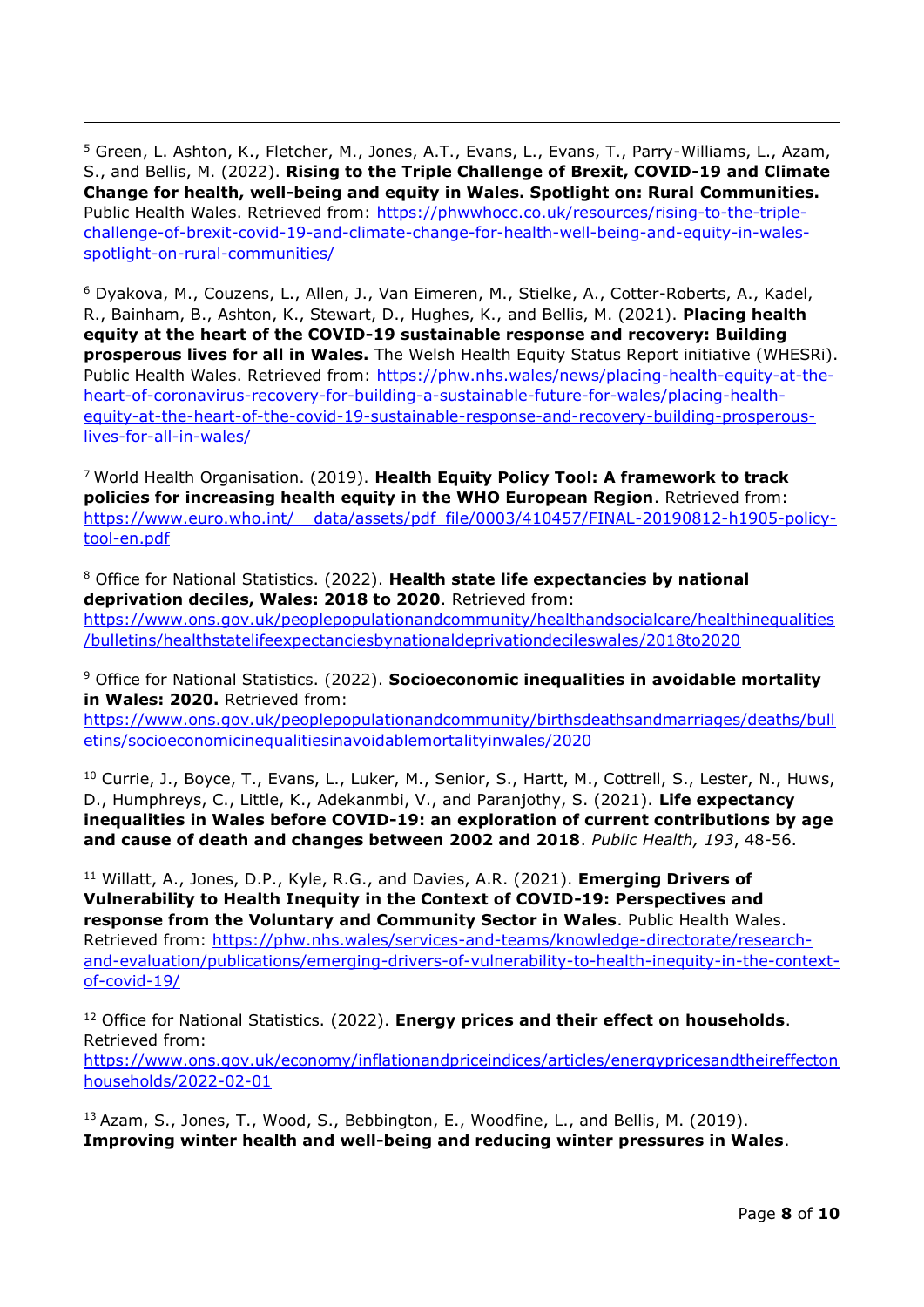[5] Green, L. Ashton, K., Fletcher, M., Jones, A.T., Evans, L., Evans, T., Parry-Williams, L., Azam, S., and Bellis, M. (2022). **Rising to the Triple Challenge of Brexit, COVID-19 and Climate Change for health, well-being and equity in Wales. Spotlight on: Rural Communities.** Public Health Wales. Retrieved from: [https://phwwhocc.co.uk/resources/rising-to-the-triple-challenge-of-brexit-covid-19-and-climate-change-for-health-well-being-and-equity-in-wales-spotlight-on-rural-communities/](https://phwwhocc.co.uk/resources/rising-to-the-triple-challenge-of-brexit-covid-19-and-climate-change-for-health-well-being-and-equity-in-wales-spotlight-on-rural-communities/)

[6] Dyakova, M., Couzens, L., Allen, J., Van Eimeren, M., Stielke, A., Cotter-Roberts, A., Kadel, R., Bainham, B., Ashton, K., Stewart, D., Hughes, K., and Bellis, M. (2021). **Placing health equity at the heart of the COVID-19 sustainable response and recovery: Building prosperous lives for all in Wales.** The Welsh Health Equity Status Report initiative (WHESRi). Public Health Wales. Retrieved from: [https://phw.nhs.wales/news/placing-health-equity-at-the-heart-of-coronavirus-recovery-for-building-a-sustainable-future-for-wales/placing-health-equity-at-the-heart-of-the-covid-19-sustainable-response-and-recovery-building-prosperous-lives-for-all-in-wales/](https://phw.nhs.wales/news/placing-health-equity-at-the-heart-of-coronavirus-recovery-for-building-a-sustainable-future-for-wales/placing-health-equity-at-the-heart-of-the-covid-19-sustainable-response-and-recovery-building-prosperous-lives-for-all-in-wales/)

[7] World Health Organisation. (2019). **Health Equity Policy Tool: A framework to track policies for increasing health equity in the WHO European Region**. Retrieved from: [https://www.euro.who.int/__data/assets/pdf_file/0003/410457/FINAL-20190812-h1905-policy-tool-en.pdf](https://www.euro.who.int/__data/assets/pdf_file/0003/410457/FINAL-20190812-h1905-policy-tool-en.pdf)

[8] Office for National Statistics. (2022). **Health state life expectancies by national deprivation deciles, Wales: 2018 to 2020**. Retrieved from: [https://www.ons.gov.uk/peoplepopulationandcommunity/healthandsocialcare/healthinequalities/bulletins/healthstatelifeexpectanciesbynationaldeprivationdecileswales/2018to2020](https://www.ons.gov.uk/peoplepopulationandcommunity/healthandsocialcare/healthinequalities/bulletins/healthstatelifeexpectanciesbynationaldeprivationdecileswales/2018to2020)

[9] Office for National Statistics. (2022). **Socioeconomic inequalities in avoidable mortality in Wales: 2020.** Retrieved from: [https://www.ons.gov.uk/peoplepopulationandcommunity/birthsdeathsandmarriages/deaths/bulletins/socioeconomicinequalitiesinavoidablemortalityinwales/2020](https://www.ons.gov.uk/peoplepopulationandcommunity/birthsdeathsandmarriages/deaths/bulletins/socioeconomicinequalitiesinavoidablemortalityinwales/2020)

[10] Currie, J., Boyce, T., Evans, L., Luker, M., Senior, S., Hartt, M., Cottrell, S., Lester, N., Huws, D., Humphreys, C., Little, K., Adekanmbi, V., and Paranjothy, S. (2021). **Life expectancy inequalities in Wales before COVID-19: an exploration of current contributions by age and cause of death and changes between 2002 and 2018**. *Public Health, 193*, 48-56.

[11] Willatt, A., Jones, D.P., Kyle, R.G., and Davies, A.R. (2021). **Emerging Drivers of Vulnerability to Health Inequity in the Context of COVID-19: Perspectives and response from the Voluntary and Community Sector in Wales**. Public Health Wales. Retrieved from: [https://phw.nhs.wales/services-and-teams/knowledge-directorate/research-and-evaluation/publications/emerging-drivers-of-vulnerability-to-health-inequity-in-the-context-of-covid-19/](https://phw.nhs.wales/services-and-teams/knowledge-directorate/research-and-evaluation/publications/emerging-drivers-of-vulnerability-to-health-inequity-in-the-context-of-covid-19/)

[12] Office for National Statistics. (2022). **Energy prices and their effect on households**. Retrieved from: [https://www.ons.gov.uk/economy/inflationandpriceindices/articles/energypricesandtheireffectonhouseholds/2022-02-01](https://www.ons.gov.uk/economy/inflationandpriceindices/articles/energypricesandtheireffectonhouseholds/2022-02-01)

[13] Azam, S., Jones, T., Wood, S., Bebbington, E., Woodfine, L., and Bellis, M. (2019). **Improving winter health and well-being and reducing winter pressures in Wales**.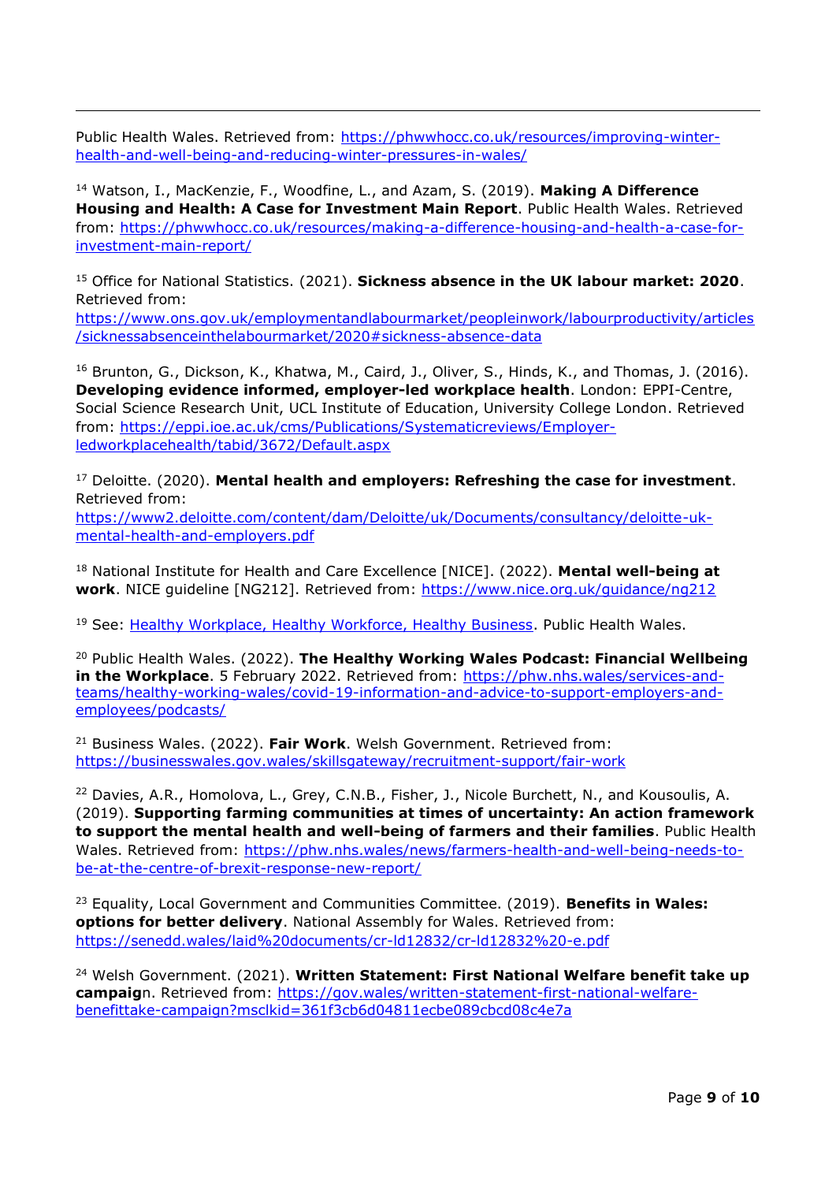Public Health Wales. Retrieved from: https://phwwhocc.co.uk/resources/improving-winter-health-and-well-being-and-reducing-winter-pressures-in-wales/

[14] Watson, I., MacKenzie, F., Woodfine, L., and Azam, S. (2019). **Making A Difference Housing and Health: A Case for Investment Main Report**. Public Health Wales. Retrieved from: https://phwwhocc.co.uk/resources/making-a-difference-housing-and-health-a-case-for-investment-main-report/

[15] Office for National Statistics. (2021). **Sickness absence in the UK labour market: 2020**. Retrieved from: https://www.ons.gov.uk/employmentandlabourmarket/peopleinwork/labourproductivity/articles/sicknessabsenceinthelabourmarket/2020#sickness-absence-data

[16] Brunton, G., Dickson, K., Khatwa, M., Caird, J., Oliver, S., Hinds, K., and Thomas, J. (2016). **Developing evidence informed, employer-led workplace health**. London: EPPI-Centre, Social Science Research Unit, UCL Institute of Education, University College London. Retrieved from: https://eppi.ioe.ac.uk/cms/Publications/Systematicreviews/Employer-ledworkplacehealth/tabid/3672/Default.aspx

[17] Deloitte. (2020). **Mental health and employers: Refreshing the case for investment**. Retrieved from: https://www2.deloitte.com/content/dam/Deloitte/uk/Documents/consultancy/deloitte-uk-mental-health-and-employers.pdf

[18] National Institute for Health and Care Excellence [NICE]. (2022). **Mental well-being at work**. NICE guideline [NG212]. Retrieved from: https://www.nice.org.uk/guidance/ng212

[19] See: Healthy Workplace, Healthy Workforce, Healthy Business. Public Health Wales.

[20] Public Health Wales. (2022). **The Healthy Working Wales Podcast: Financial Wellbeing in the Workplace**. 5 February 2022. Retrieved from: https://phw.nhs.wales/services-and-teams/healthy-working-wales/covid-19-information-and-advice-to-support-employers-and-employees/podcasts/

[21] Business Wales. (2022). **Fair Work**. Welsh Government. Retrieved from: https://businesswales.gov.wales/skillsgateway/recruitment-support/fair-work

[22] Davies, A.R., Homolova, L., Grey, C.N.B., Fisher, J., Nicole Burchett, N., and Kousoulis, A. (2019). **Supporting farming communities at times of uncertainty: An action framework to support the mental health and well-being of farmers and their families**. Public Health Wales. Retrieved from: https://phw.nhs.wales/news/farmers-health-and-well-being-needs-to-be-at-the-centre-of-brexit-response-new-report/

[23] Equality, Local Government and Communities Committee. (2019). **Benefits in Wales: options for better delivery**. National Assembly for Wales. Retrieved from: https://senedd.wales/laid%20documents/cr-ld12832/cr-ld12832%20-e.pdf

[24] Welsh Government. (2021). **Written Statement: First National Welfare benefit take up campaig**n. Retrieved from: https://gov.wales/written-statement-first-national-welfare-benefittake-campaign?msclkid=361f3cb6d04811ecbe089cbcd08c4e7a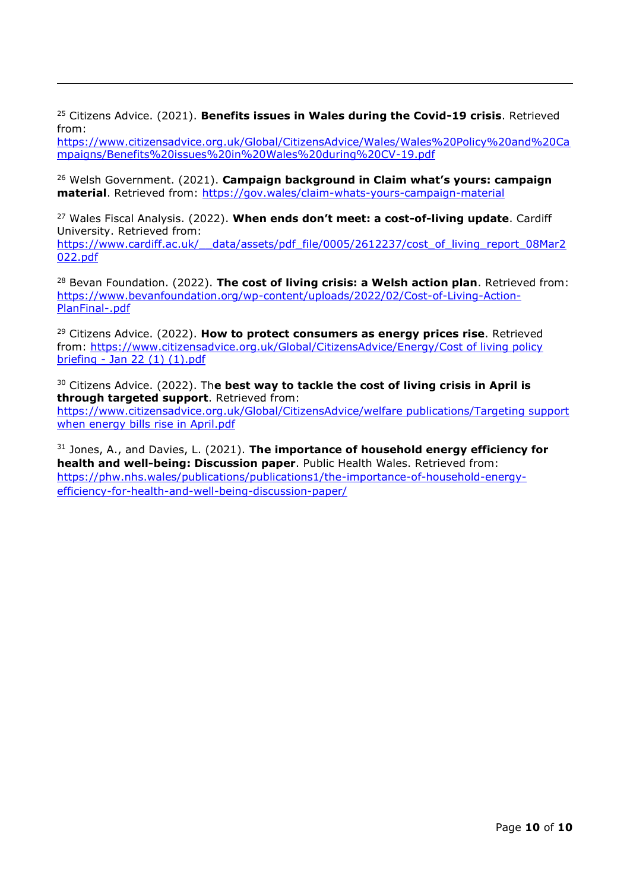[25] Citizens Advice. (2021). **Benefits issues in Wales during the Covid-19 crisis**. Retrieved from: https://www.citizensadvice.org.uk/Global/CitizensAdvice/Wales/Wales%20Policy%20and%20Campaigns/Benefits%20issues%20in%20Wales%20during%20CV-19.pdf

[26] Welsh Government. (2021). **Campaign background in Claim what's yours: campaign material**. Retrieved from: https://gov.wales/claim-whats-yours-campaign-material

[27] Wales Fiscal Analysis. (2022). **When ends don't meet: a cost-of-living update**. Cardiff University. Retrieved from: https://www.cardiff.ac.uk/__data/assets/pdf_file/0005/2612237/cost_of_living_report_08Mar2022.pdf

[28] Bevan Foundation. (2022). **The cost of living crisis: a Welsh action plan**. Retrieved from: https://www.bevanfoundation.org/wp-content/uploads/2022/02/Cost-of-Living-Action-PlanFinal-.pdf

[29] Citizens Advice. (2022). **How to protect consumers as energy prices rise**. Retrieved from: https://www.citizensadvice.org.uk/Global/CitizensAdvice/Energy/Cost of living policy briefing - Jan 22 (1) (1).pdf

[30] Citizens Advice. (2022). Th**e best way to tackle the cost of living crisis in April is through targeted support**. Retrieved from: https://www.citizensadvice.org.uk/Global/CitizensAdvice/welfare publications/Targeting support when energy bills rise in April.pdf

[31] Jones, A., and Davies, L. (2021). **The importance of household energy efficiency for health and well-being: Discussion paper**. Public Health Wales. Retrieved from: https://phw.nhs.wales/publications/publications1/the-importance-of-household-energy-efficiency-for-health-and-well-being-discussion-paper/